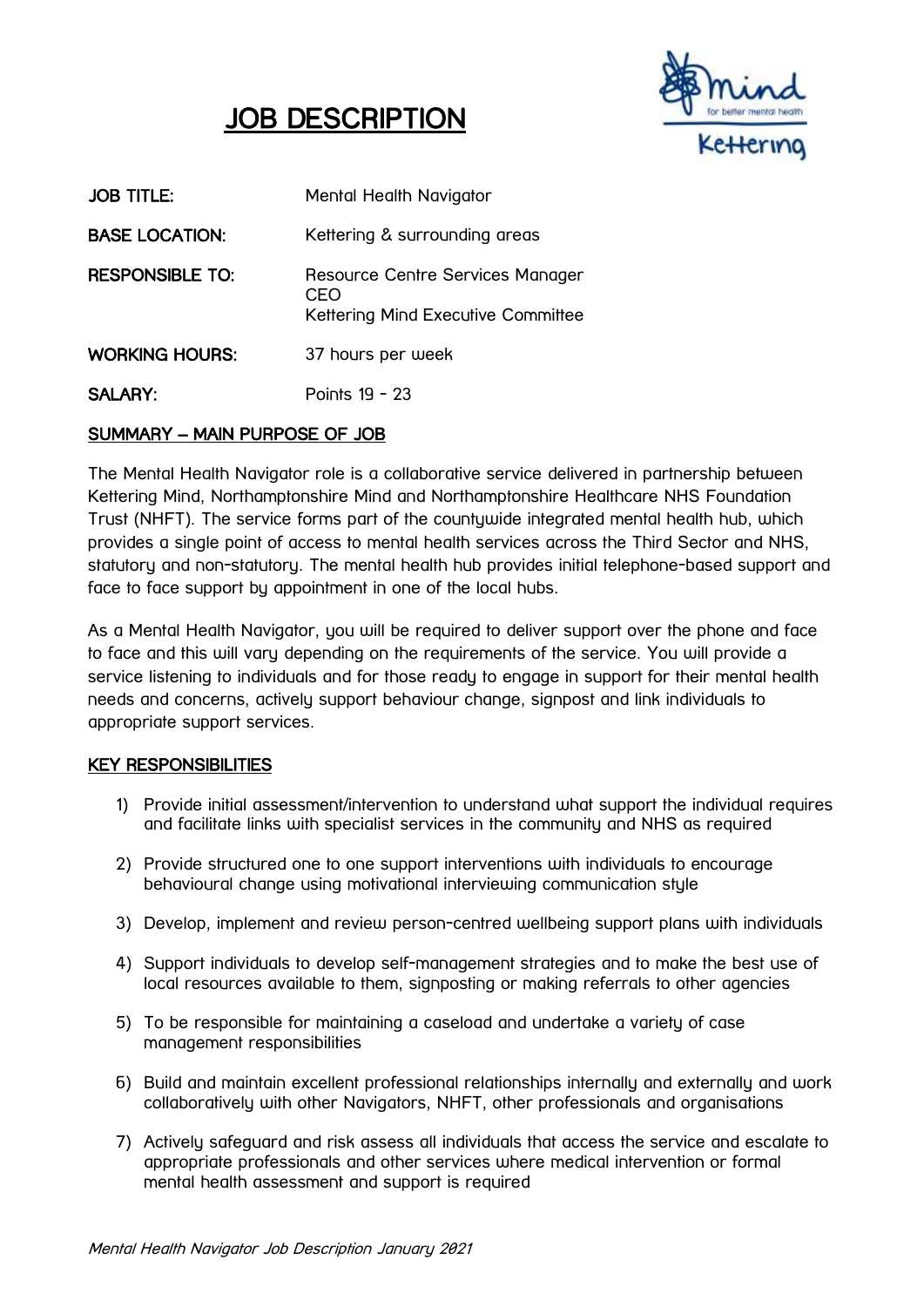# JOB DESCRIPTION

| | |
|---|---|
| **JOB TITLE:** | Mental Health Navigator |
| **BASE LOCATION:** | Kettering & surrounding areas |
| **RESPONSIBLE TO:** | Resource Centre Services Manager<br>CEO<br>Kettering Mind Executive Committee |
| **WORKING HOURS:** | 37 hours per week |
| **SALARY:** | Points 19 - 23 |

## SUMMARY – MAIN PURPOSE OF JOB

The Mental Health Navigator role is a collaborative service delivered in partnership between Kettering Mind, Northamptonshire Mind and Northamptonshire Healthcare NHS Foundation Trust (NHFT). The service forms part of the countywide integrated mental health hub, which provides a single point of access to mental health services across the Third Sector and NHS, statutory and non-statutory. The mental health hub provides initial telephone-based support and face to face support by appointment in one of the local hubs.

As a Mental Health Navigator, you will be required to deliver support over the phone and face to face and this will vary depending on the requirements of the service. You will provide a service listening to individuals and for those ready to engage in support for their mental health needs and concerns, actively support behaviour change, signpost and link individuals to appropriate support services.

## KEY RESPONSIBILITIES

1) Provide initial assessment/intervention to understand what support the individual requires and facilitate links with specialist services in the community and NHS as required
2) Provide structured one to one support interventions with individuals to encourage behavioural change using motivational interviewing communication style
3) Develop, implement and review person-centred wellbeing support plans with individuals
4) Support individuals to develop self-management strategies and to make the best use of local resources available to them, signposting or making referrals to other agencies
5) To be responsible for maintaining a caseload and undertake a variety of case management responsibilities
6) Build and maintain excellent professional relationships internally and externally and work collaboratively with other Navigators, NHFT, other professionals and organisations
7) Actively safeguard and risk assess all individuals that access the service and escalate to appropriate professionals and other services where medical intervention or formal mental health assessment and support is required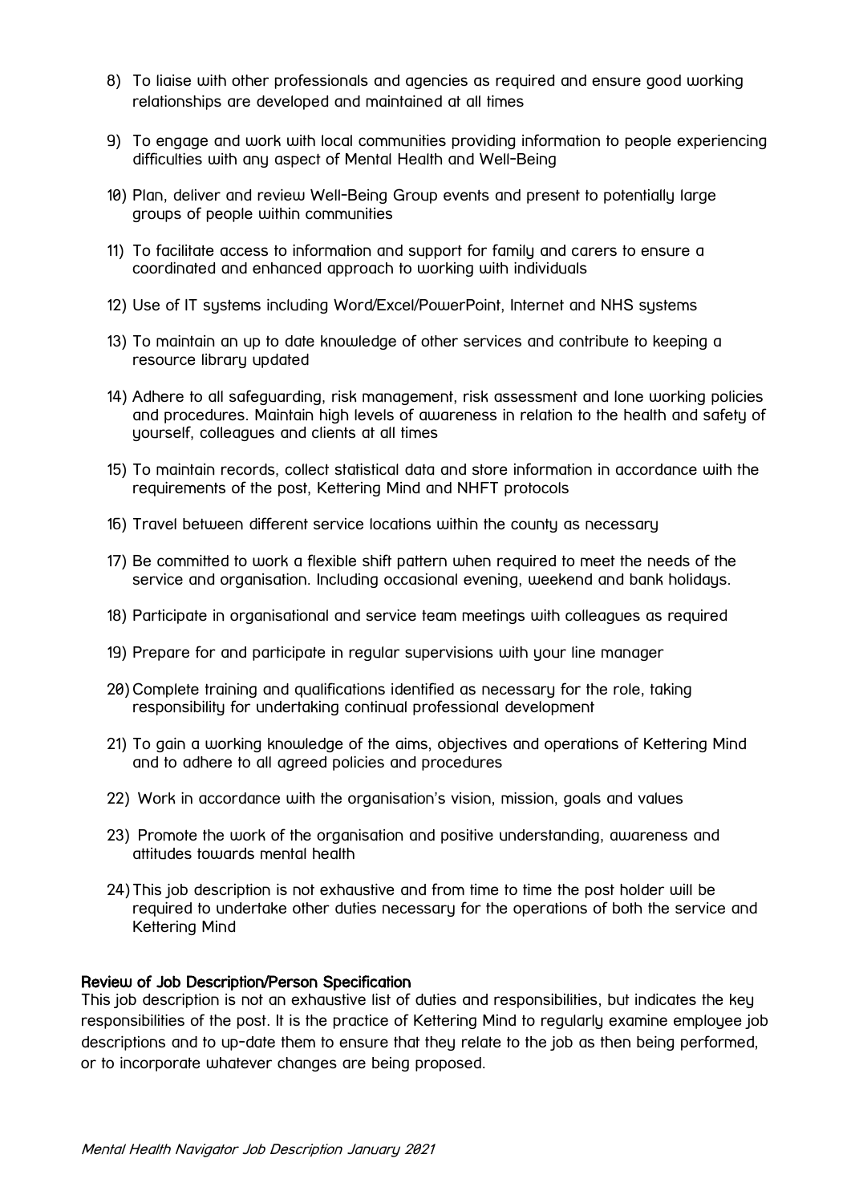8) To liaise with other professionals and agencies as required and ensure good working relationships are developed and maintained at all times

9) To engage and work with local communities providing information to people experiencing difficulties with any aspect of Mental Health and Well-Being

10) Plan, deliver and review Well-Being Group events and present to potentially large groups of people within communities

11) To facilitate access to information and support for family and carers to ensure a coordinated and enhanced approach to working with individuals

12) Use of IT systems including Word/Excel/PowerPoint, Internet and NHS systems

13) To maintain an up to date knowledge of other services and contribute to keeping a resource library updated

14) Adhere to all safeguarding, risk management, risk assessment and lone working policies and procedures. Maintain high levels of awareness in relation to the health and safety of yourself, colleagues and clients at all times

15) To maintain records, collect statistical data and store information in accordance with the requirements of the post, Kettering Mind and NHFT protocols

16) Travel between different service locations within the county as necessary

17) Be committed to work a flexible shift pattern when required to meet the needs of the service and organisation. Including occasional evening, weekend and bank holidays.

18) Participate in organisational and service team meetings with colleagues as required

19) Prepare for and participate in regular supervisions with your line manager

20) Complete training and qualifications identified as necessary for the role, taking responsibility for undertaking continual professional development

21) To gain a working knowledge of the aims, objectives and operations of Kettering Mind and to adhere to all agreed policies and procedures

22) Work in accordance with the organisation's vision, mission, goals and values

23) Promote the work of the organisation and positive understanding, awareness and attitudes towards mental health

24) This job description is not exhaustive and from time to time the post holder will be required to undertake other duties necessary for the operations of both the service and Kettering Mind

**Review of Job Description/Person Specification**

This job description is not an exhaustive list of duties and responsibilities, but indicates the key responsibilities of the post. It is the practice of Kettering Mind to regularly examine employee job descriptions and to up-date them to ensure that they relate to the job as then being performed, or to incorporate whatever changes are being proposed.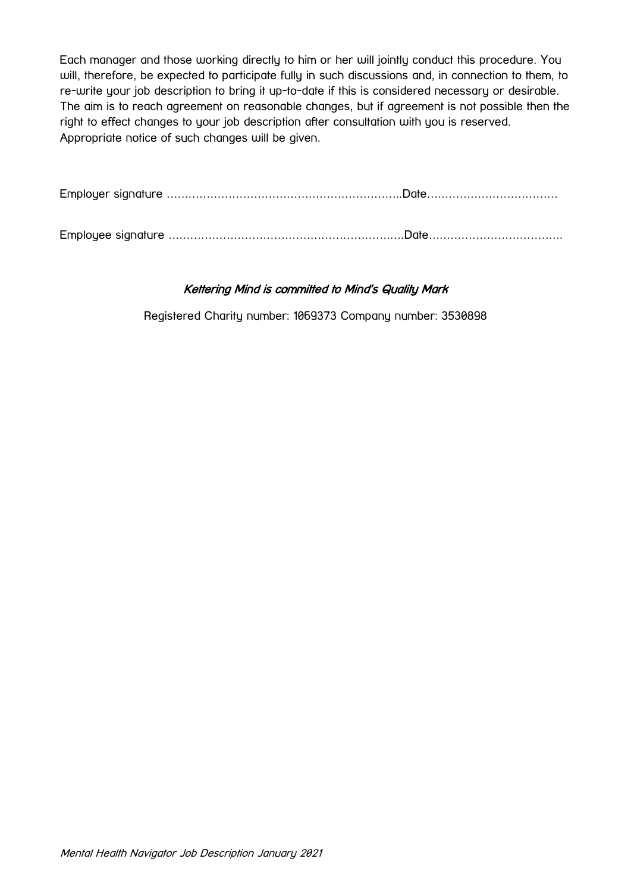Each manager and those working directly to him or her will jointly conduct this procedure. You will, therefore, be expected to participate fully in such discussions and, in connection to them, to re-write your job description to bring it up-to-date if this is considered necessary or desirable. The aim is to reach agreement on reasonable changes, but if agreement is not possible then the right to effect changes to your job description after consultation with you is reserved. Appropriate notice of such changes will be given.

Employer signature ………………………………………………………..Date………………………………

Employee signature ……………………………………………………….Date……………………………….

*Kettering Mind is committed to Mind's Quality Mark*

Registered Charity number: 1069373 Company number: 3530898